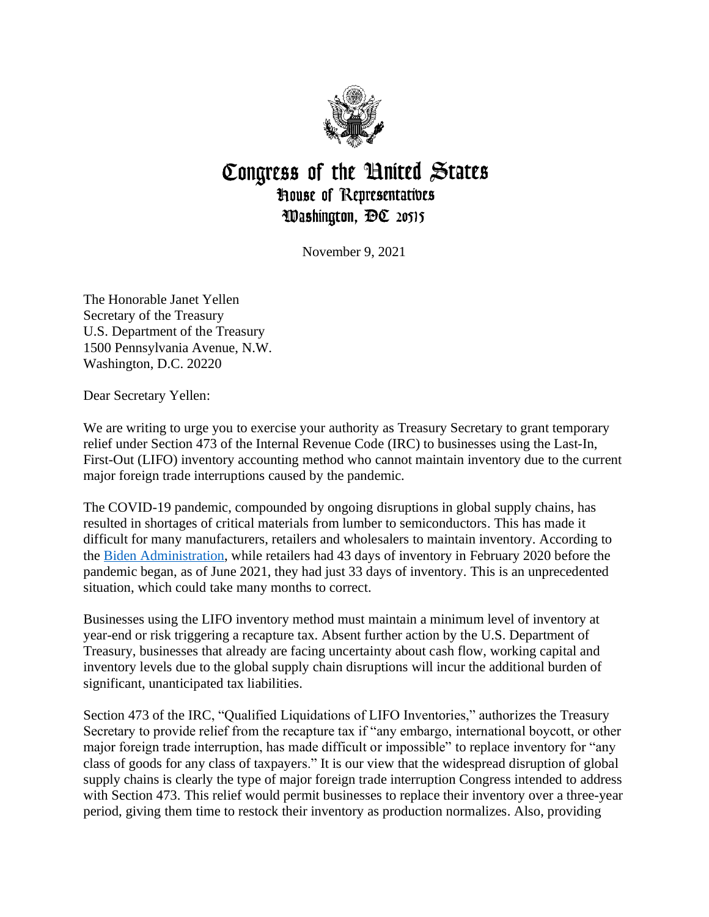# Congress of the United States
## House of Representatives
### Washington, DC 20515

November 9, 2021

The Honorable Janet Yellen
Secretary of the Treasury
U.S. Department of the Treasury
1500 Pennsylvania Avenue, N.W.
Washington, D.C. 20220

Dear Secretary Yellen:

We are writing to urge you to exercise your authority as Treasury Secretary to grant temporary relief under Section 473 of the Internal Revenue Code (IRC) to businesses using the Last-In, First-Out (LIFO) inventory accounting method who cannot maintain inventory due to the current major foreign trade interruptions caused by the pandemic.

The COVID-19 pandemic, compounded by ongoing disruptions in global supply chains, has resulted in shortages of critical materials from lumber to semiconductors. This has made it difficult for many manufacturers, retailers and wholesalers to maintain inventory. According to the Biden Administration, while retailers had 43 days of inventory in February 2020 before the pandemic began, as of June 2021, they had just 33 days of inventory. This is an unprecedented situation, which could take many months to correct.

Businesses using the LIFO inventory method must maintain a minimum level of inventory at year-end or risk triggering a recapture tax. Absent further action by the U.S. Department of Treasury, businesses that already are facing uncertainty about cash flow, working capital and inventory levels due to the global supply chain disruptions will incur the additional burden of significant, unanticipated tax liabilities.

Section 473 of the IRC, "Qualified Liquidations of LIFO Inventories," authorizes the Treasury Secretary to provide relief from the recapture tax if "any embargo, international boycott, or other major foreign trade interruption, has made difficult or impossible" to replace inventory for "any class of goods for any class of taxpayers." It is our view that the widespread disruption of global supply chains is clearly the type of major foreign trade interruption Congress intended to address with Section 473. This relief would permit businesses to replace their inventory over a three-year period, giving them time to restock their inventory as production normalizes. Also, providing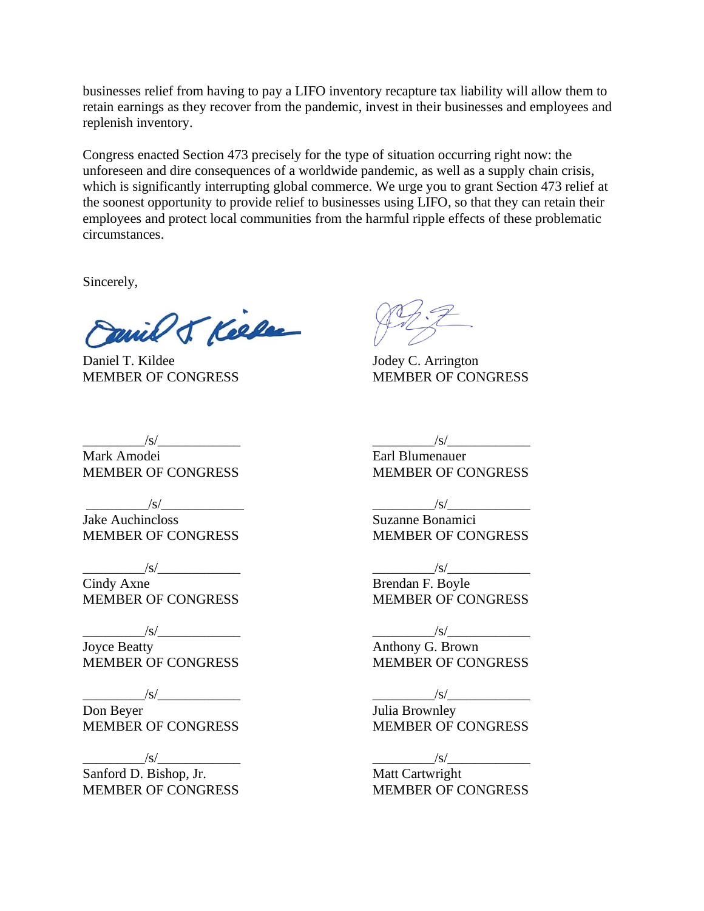businesses relief from having to pay a LIFO inventory recapture tax liability will allow them to retain earnings as they recover from the pandemic, invest in their businesses and employees and replenish inventory.

Congress enacted Section 473 precisely for the type of situation occurring right now: the unforeseen and dire consequences of a worldwide pandemic, as well as a supply chain crisis, which is significantly interrupting global commerce. We urge you to grant Section 473 relief at the soonest opportunity to provide relief to businesses using LIFO, so that they can retain their employees and protect local communities from the harmful ripple effects of these problematic circumstances.

Sincerely,

Daniel T. Kildee
MEMBER OF CONGRESS

Jodey C. Arrington
MEMBER OF CONGRESS

/s/
Mark Amodei
MEMBER OF CONGRESS

/s/
Earl Blumenauer
MEMBER OF CONGRESS

/s/
Jake Auchincloss
MEMBER OF CONGRESS

/s/
Suzanne Bonamici
MEMBER OF CONGRESS

/s/
Cindy Axne
MEMBER OF CONGRESS

/s/
Brendan F. Boyle
MEMBER OF CONGRESS

/s/
Joyce Beatty
MEMBER OF CONGRESS

/s/
Anthony G. Brown
MEMBER OF CONGRESS

/s/
Don Beyer
MEMBER OF CONGRESS

/s/
Julia Brownley
MEMBER OF CONGRESS

/s/
Sanford D. Bishop, Jr.
MEMBER OF CONGRESS

/s/
Matt Cartwright
MEMBER OF CONGRESS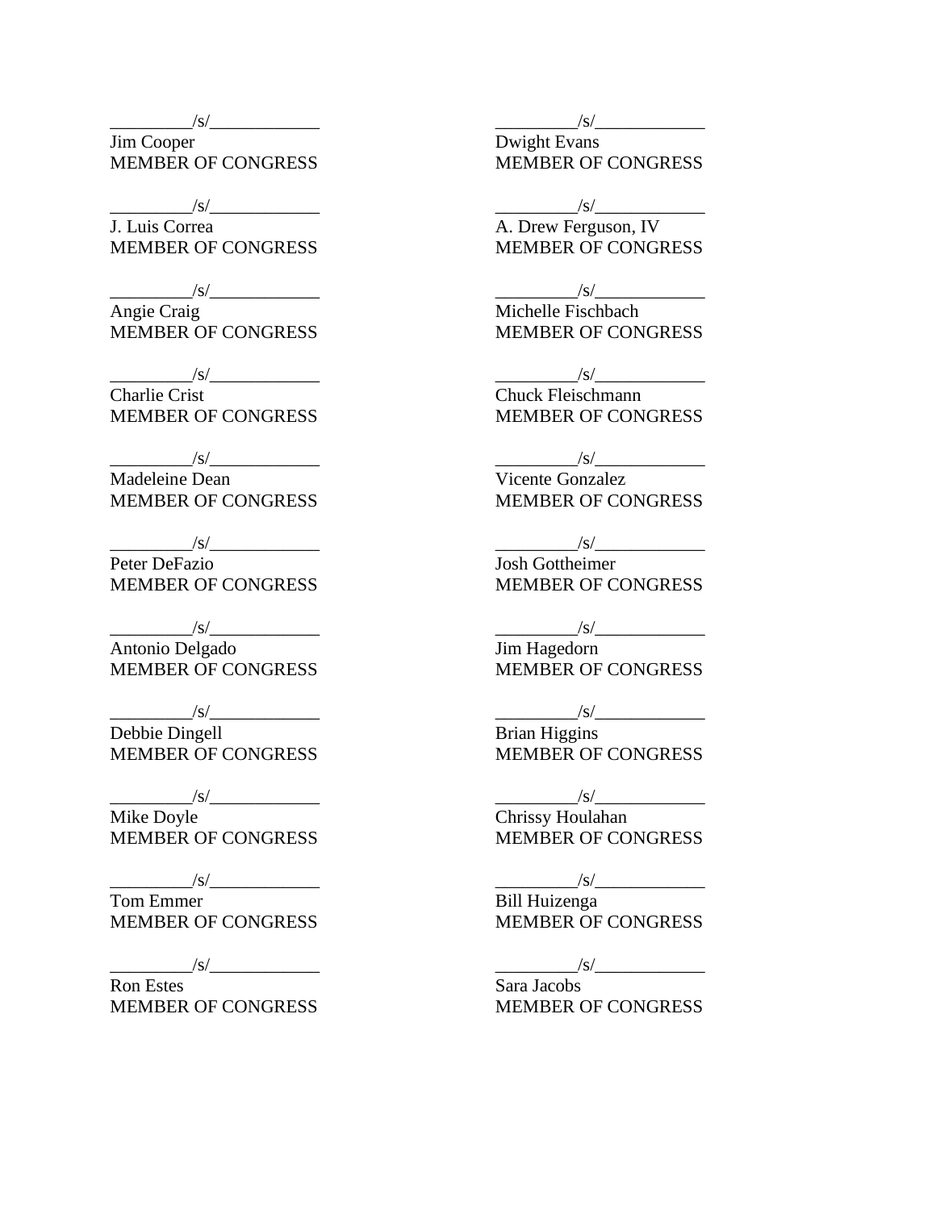_________/s/____________
Jim Cooper
MEMBER OF CONGRESS

_________/s/____________
J. Luis Correa
MEMBER OF CONGRESS

_________/s/____________
Angie Craig
MEMBER OF CONGRESS

_________/s/____________
Charlie Crist
MEMBER OF CONGRESS

_________/s/____________
Madeleine Dean
MEMBER OF CONGRESS

_________/s/____________
Peter DeFazio
MEMBER OF CONGRESS

_________/s/____________
Antonio Delgado
MEMBER OF CONGRESS

_________/s/____________
Debbie Dingell
MEMBER OF CONGRESS

_________/s/____________
Mike Doyle
MEMBER OF CONGRESS

_________/s/____________
Tom Emmer
MEMBER OF CONGRESS

_________/s/____________
Ron Estes
MEMBER OF CONGRESS

_________/s/____________
Dwight Evans
MEMBER OF CONGRESS

_________/s/____________
A. Drew Ferguson, IV
MEMBER OF CONGRESS

_________/s/____________
Michelle Fischbach
MEMBER OF CONGRESS

_________/s/____________
Chuck Fleischmann
MEMBER OF CONGRESS

_________/s/____________
Vicente Gonzalez
MEMBER OF CONGRESS

_________/s/____________
Josh Gottheimer
MEMBER OF CONGRESS

_________/s/____________
Jim Hagedorn
MEMBER OF CONGRESS

_________/s/____________
Brian Higgins
MEMBER OF CONGRESS

_________/s/____________
Chrissy Houlahan
MEMBER OF CONGRESS

_________/s/____________
Bill Huizenga
MEMBER OF CONGRESS

_________/s/____________
Sara Jacobs
MEMBER OF CONGRESS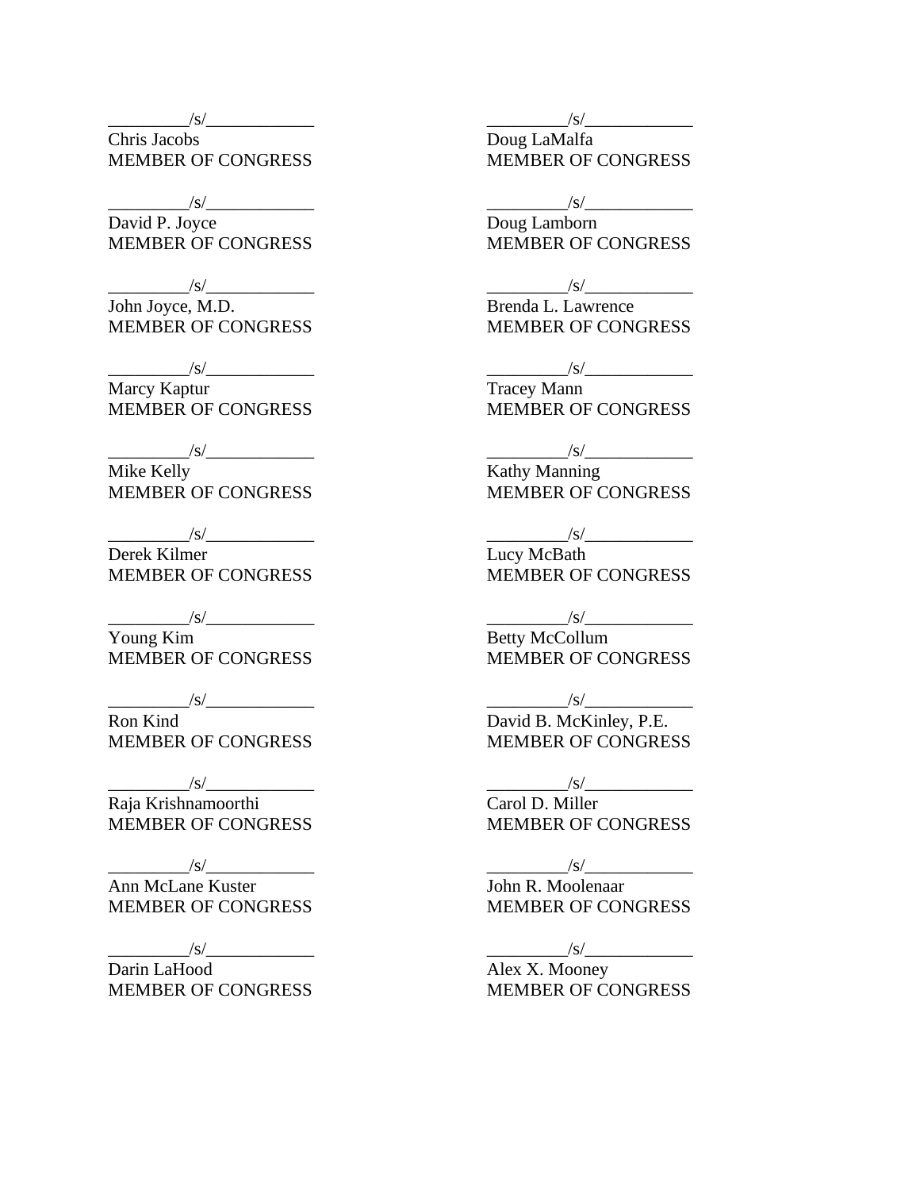_________/s/____________
Chris Jacobs
MEMBER OF CONGRESS

_________/s/____________
David P. Joyce
MEMBER OF CONGRESS

_________/s/____________
John Joyce, M.D.
MEMBER OF CONGRESS

_________/s/____________
Marcy Kaptur
MEMBER OF CONGRESS

_________/s/____________
Mike Kelly
MEMBER OF CONGRESS

_________/s/____________
Derek Kilmer
MEMBER OF CONGRESS

_________/s/____________
Young Kim
MEMBER OF CONGRESS

_________/s/____________
Ron Kind
MEMBER OF CONGRESS

_________/s/____________
Raja Krishnamoorthi
MEMBER OF CONGRESS

_________/s/____________
Ann McLane Kuster
MEMBER OF CONGRESS

_________/s/____________
Darin LaHood
MEMBER OF CONGRESS

_________/s/____________
Doug LaMalfa
MEMBER OF CONGRESS

_________/s/____________
Doug Lamborn
MEMBER OF CONGRESS

_________/s/____________
Brenda L. Lawrence
MEMBER OF CONGRESS

_________/s/____________
Tracey Mann
MEMBER OF CONGRESS

_________/s/____________
Kathy Manning
MEMBER OF CONGRESS

_________/s/____________
Lucy McBath
MEMBER OF CONGRESS

_________/s/____________
Betty McCollum
MEMBER OF CONGRESS

_________/s/____________
David B. McKinley, P.E.
MEMBER OF CONGRESS

_________/s/____________
Carol D. Miller
MEMBER OF CONGRESS

_________/s/____________
John R. Moolenaar
MEMBER OF CONGRESS

_________/s/____________
Alex X. Mooney
MEMBER OF CONGRESS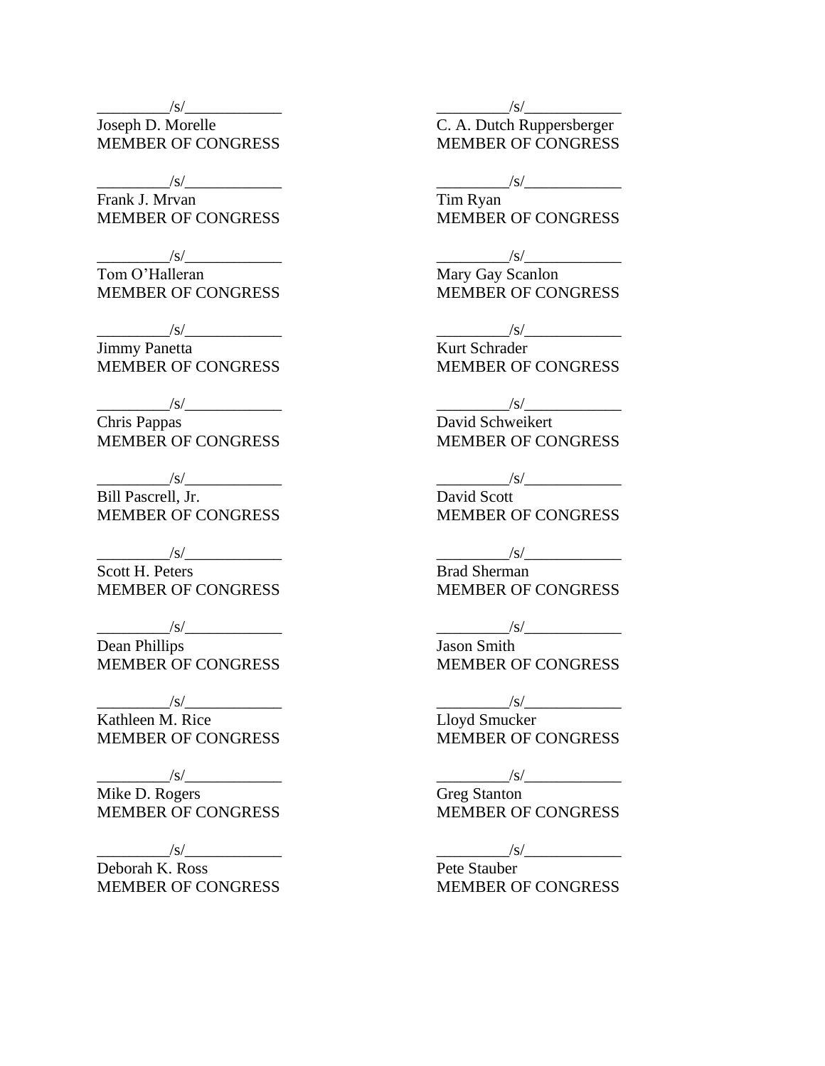_________/s/____________
Joseph D. Morelle
MEMBER OF CONGRESS

_________/s/____________
Frank J. Mrvan
MEMBER OF CONGRESS

_________/s/____________
Tom O'Halleran
MEMBER OF CONGRESS

_________/s/____________
Jimmy Panetta
MEMBER OF CONGRESS

_________/s/____________
Chris Pappas
MEMBER OF CONGRESS

_________/s/____________
Bill Pascrell, Jr.
MEMBER OF CONGRESS

_________/s/____________
Scott H. Peters
MEMBER OF CONGRESS

_________/s/____________
Dean Phillips
MEMBER OF CONGRESS

_________/s/____________
Kathleen M. Rice
MEMBER OF CONGRESS

_________/s/____________
Mike D. Rogers
MEMBER OF CONGRESS

_________/s/____________
Deborah K. Ross
MEMBER OF CONGRESS

_________/s/____________
C. A. Dutch Ruppersberger
MEMBER OF CONGRESS

_________/s/____________
Tim Ryan
MEMBER OF CONGRESS

_________/s/____________
Mary Gay Scanlon
MEMBER OF CONGRESS

_________/s/____________
Kurt Schrader
MEMBER OF CONGRESS

_________/s/____________
David Schweikert
MEMBER OF CONGRESS

_________/s/____________
David Scott
MEMBER OF CONGRESS

_________/s/____________
Brad Sherman
MEMBER OF CONGRESS

_________/s/____________
Jason Smith
MEMBER OF CONGRESS

_________/s/____________
Lloyd Smucker
MEMBER OF CONGRESS

_________/s/____________
Greg Stanton
MEMBER OF CONGRESS

_________/s/____________
Pete Stauber
MEMBER OF CONGRESS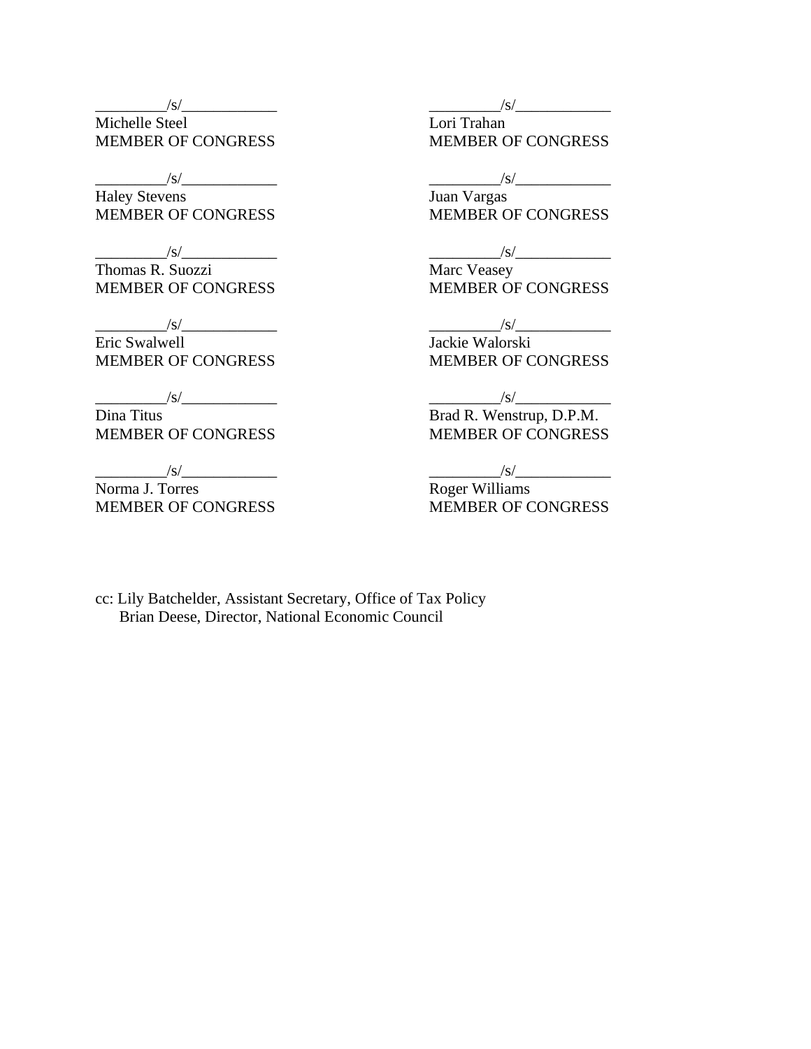_________/s/____________
Michelle Steel
MEMBER OF CONGRESS

_________/s/____________
Lori Trahan
MEMBER OF CONGRESS

_________/s/____________
Haley Stevens
MEMBER OF CONGRESS

_________/s/____________
Juan Vargas
MEMBER OF CONGRESS

_________/s/____________
Thomas R. Suozzi
MEMBER OF CONGRESS

_________/s/____________
Marc Veasey
MEMBER OF CONGRESS

_________/s/____________
Eric Swalwell
MEMBER OF CONGRESS

_________/s/____________
Jackie Walorski
MEMBER OF CONGRESS

_________/s/____________
Dina Titus
MEMBER OF CONGRESS

_________/s/____________
Brad R. Wenstrup, D.P.M.
MEMBER OF CONGRESS

_________/s/____________
Norma J. Torres
MEMBER OF CONGRESS

_________/s/____________
Roger Williams
MEMBER OF CONGRESS

cc: Lily Batchelder, Assistant Secretary, Office of Tax Policy
Brian Deese, Director, National Economic Council